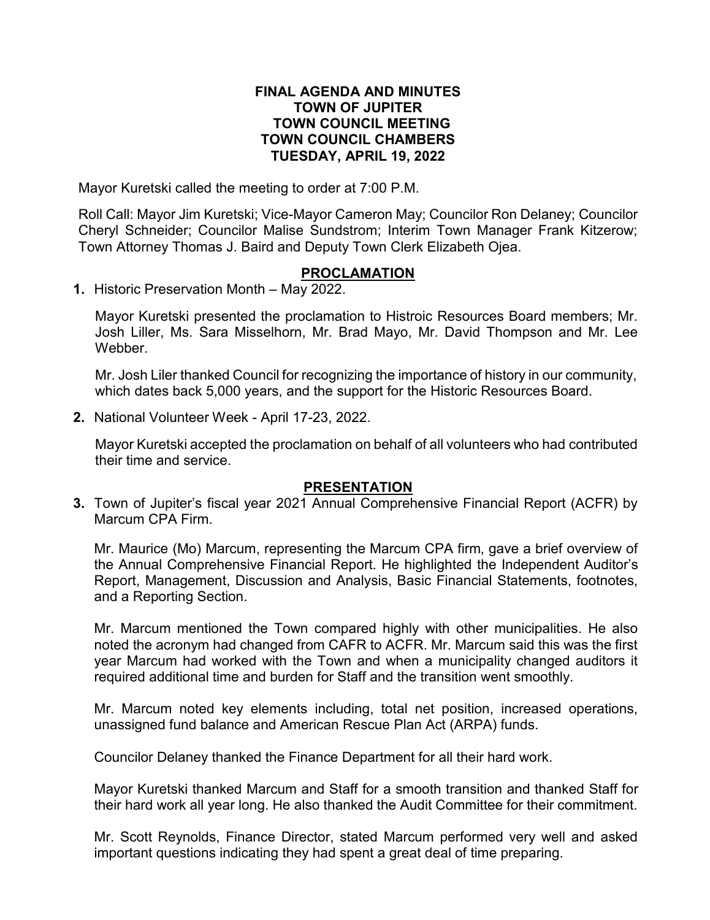# FINAL AGENDA AND MINUTES
# TOWN OF JUPITER
# TOWN COUNCIL MEETING
# TOWN COUNCIL CHAMBERS
# TUESDAY, APRIL 19, 2022

Mayor Kuretski called the meeting to order at 7:00 P.M.

Roll Call: Mayor Jim Kuretski; Vice-Mayor Cameron May; Councilor Ron Delaney; Councilor Cheryl Schneider; Councilor Malise Sundstrom; Interim Town Manager Frank Kitzerow; Town Attorney Thomas J. Baird and Deputy Town Clerk Elizabeth Ojea.

## PROCLAMATION

**1.** Historic Preservation Month – May 2022.

Mayor Kuretski presented the proclamation to Histroic Resources Board members; Mr. Josh Liller, Ms. Sara Misselhorn, Mr. Brad Mayo, Mr. David Thompson and Mr. Lee Webber.

Mr. Josh Liler thanked Council for recognizing the importance of history in our community, which dates back 5,000 years, and the support for the Historic Resources Board.

**2.** National Volunteer Week - April 17-23, 2022.

Mayor Kuretski accepted the proclamation on behalf of all volunteers who had contributed their time and service.

## PRESENTATION

**3.** Town of Jupiter's fiscal year 2021 Annual Comprehensive Financial Report (ACFR) by Marcum CPA Firm.

Mr. Maurice (Mo) Marcum, representing the Marcum CPA firm, gave a brief overview of the Annual Comprehensive Financial Report. He highlighted the Independent Auditor's Report, Management, Discussion and Analysis, Basic Financial Statements, footnotes, and a Reporting Section.

Mr. Marcum mentioned the Town compared highly with other municipalities. He also noted the acronym had changed from CAFR to ACFR. Mr. Marcum said this was the first year Marcum had worked with the Town and when a municipality changed auditors it required additional time and burden for Staff and the transition went smoothly.

Mr. Marcum noted key elements including, total net position, increased operations, unassigned fund balance and American Rescue Plan Act (ARPA) funds.

Councilor Delaney thanked the Finance Department for all their hard work.

Mayor Kuretski thanked Marcum and Staff for a smooth transition and thanked Staff for their hard work all year long. He also thanked the Audit Committee for their commitment.

Mr. Scott Reynolds, Finance Director, stated Marcum performed very well and asked important questions indicating they had spent a great deal of time preparing.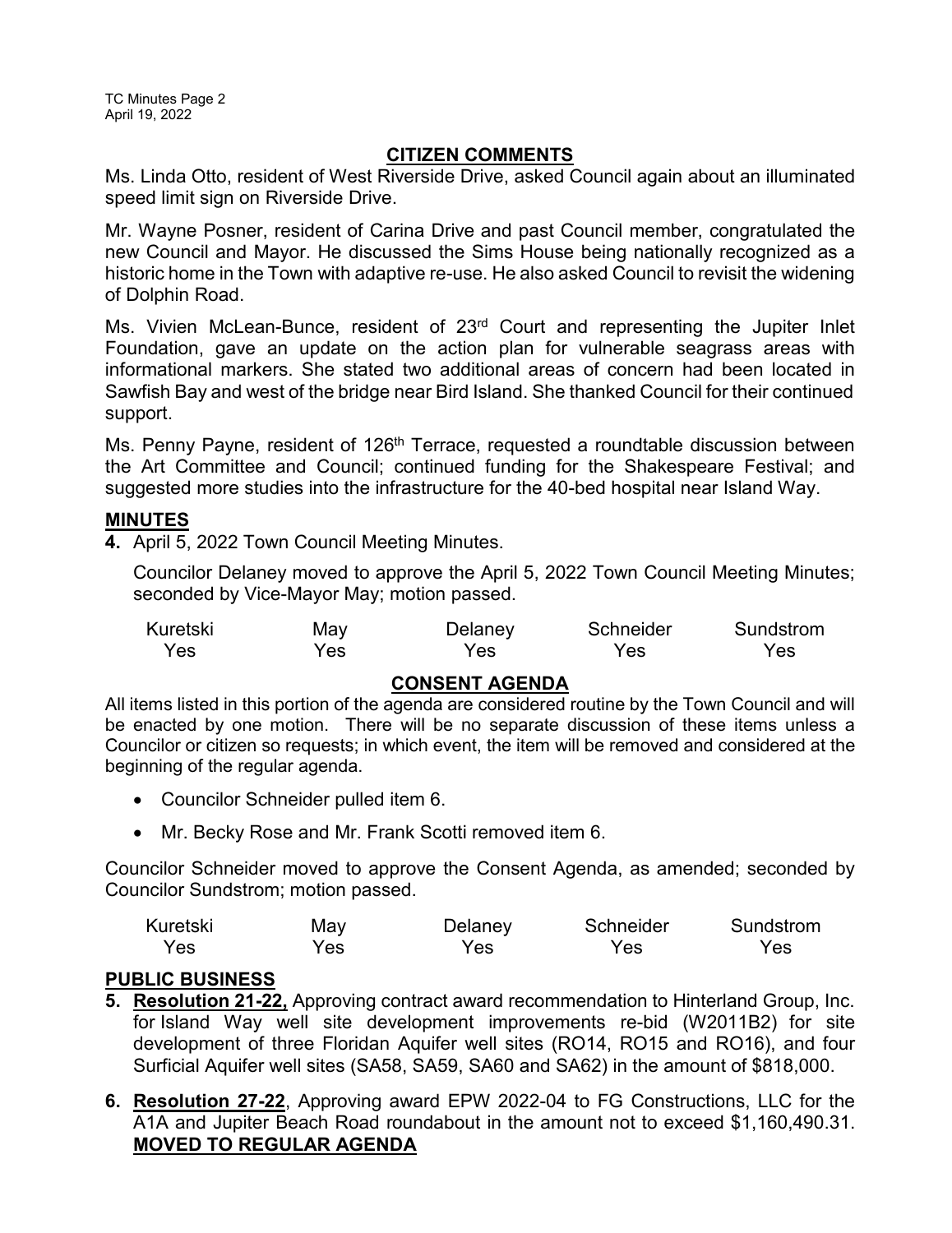## CITIZEN COMMENTS

Ms. Linda Otto, resident of West Riverside Drive, asked Council again about an illuminated speed limit sign on Riverside Drive.

Mr. Wayne Posner, resident of Carina Drive and past Council member, congratulated the new Council and Mayor. He discussed the Sims House being nationally recognized as a historic home in the Town with adaptive re-use. He also asked Council to revisit the widening of Dolphin Road.

Ms. Vivien McLean-Bunce, resident of 23rd Court and representing the Jupiter Inlet Foundation, gave an update on the action plan for vulnerable seagrass areas with informational markers. She stated two additional areas of concern had been located in Sawfish Bay and west of the bridge near Bird Island. She thanked Council for their continued support.

Ms. Penny Payne, resident of 126th Terrace, requested a roundtable discussion between the Art Committee and Council; continued funding for the Shakespeare Festival; and suggested more studies into the infrastructure for the 40-bed hospital near Island Way.

## MINUTES

**4.** April 5, 2022 Town Council Meeting Minutes.

Councilor Delaney moved to approve the April 5, 2022 Town Council Meeting Minutes; seconded by Vice-Mayor May; motion passed.

| Kuretski | May | Delaney | Schneider | Sundstrom |
|---|---|---|---|---|
| Yes | Yes | Yes | Yes | Yes |

## CONSENT AGENDA

All items listed in this portion of the agenda are considered routine by the Town Council and will be enacted by one motion. There will be no separate discussion of these items unless a Councilor or citizen so requests; in which event, the item will be removed and considered at the beginning of the regular agenda.

- Councilor Schneider pulled item 6.
- Mr. Becky Rose and Mr. Frank Scotti removed item 6.

Councilor Schneider moved to approve the Consent Agenda, as amended; seconded by Councilor Sundstrom; motion passed.

| Kuretski | May | Delaney | Schneider | Sundstrom |
|---|---|---|---|---|
| Yes | Yes | Yes | Yes | Yes |

## PUBLIC BUSINESS

**5. Resolution 21-22,** Approving contract award recommendation to Hinterland Group, Inc. for Island Way well site development improvements re-bid (W2011B2) for site development of three Floridan Aquifer well sites (RO14, RO15 and RO16), and four Surficial Aquifer well sites (SA58, SA59, SA60 and SA62) in the amount of $818,000.

**6. Resolution 27-22**, Approving award EPW 2022-04 to FG Constructions, LLC for the A1A and Jupiter Beach Road roundabout in the amount not to exceed $1,160,490.31. **MOVED TO REGULAR AGENDA**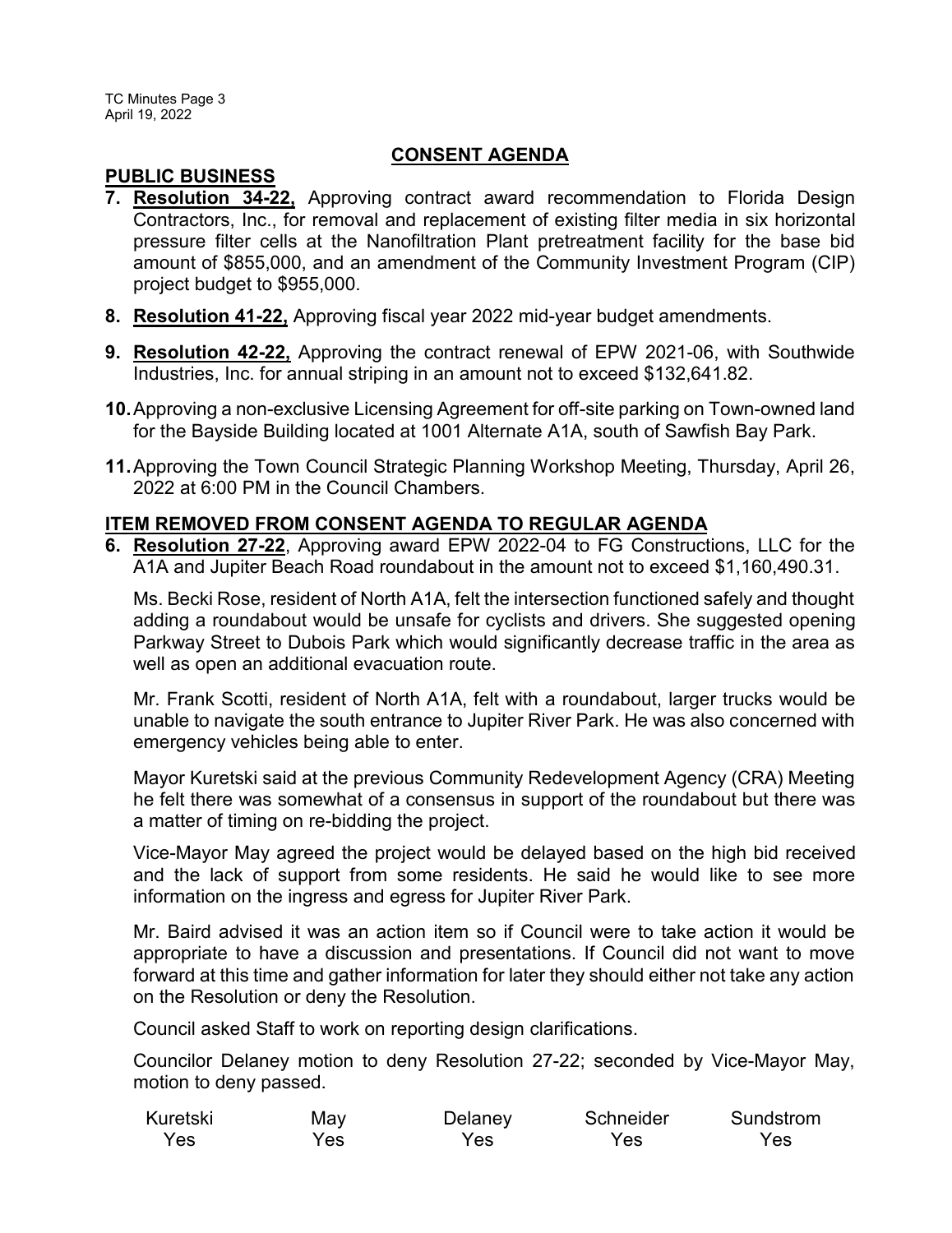## CONSENT AGENDA

### PUBLIC BUSINESS

**7. Resolution 34-22,** Approving contract award recommendation to Florida Design Contractors, Inc., for removal and replacement of existing filter media in six horizontal pressure filter cells at the Nanofiltration Plant pretreatment facility for the base bid amount of $855,000, and an amendment of the Community Investment Program (CIP) project budget to $955,000.

**8. Resolution 41-22,** Approving fiscal year 2022 mid-year budget amendments.

**9. Resolution 42-22,** Approving the contract renewal of EPW 2021-06, with Southwide Industries, Inc. for annual striping in an amount not to exceed $132,641.82.

**10.** Approving a non-exclusive Licensing Agreement for off-site parking on Town-owned land for the Bayside Building located at 1001 Alternate A1A, south of Sawfish Bay Park.

**11.** Approving the Town Council Strategic Planning Workshop Meeting, Thursday, April 26, 2022 at 6:00 PM in the Council Chambers.

### ITEM REMOVED FROM CONSENT AGENDA TO REGULAR AGENDA

**6. Resolution 27-22**, Approving award EPW 2022-04 to FG Constructions, LLC for the A1A and Jupiter Beach Road roundabout in the amount not to exceed $1,160,490.31.

Ms. Becki Rose, resident of North A1A, felt the intersection functioned safely and thought adding a roundabout would be unsafe for cyclists and drivers. She suggested opening Parkway Street to Dubois Park which would significantly decrease traffic in the area as well as open an additional evacuation route.

Mr. Frank Scotti, resident of North A1A, felt with a roundabout, larger trucks would be unable to navigate the south entrance to Jupiter River Park. He was also concerned with emergency vehicles being able to enter.

Mayor Kuretski said at the previous Community Redevelopment Agency (CRA) Meeting he felt there was somewhat of a consensus in support of the roundabout but there was a matter of timing on re-bidding the project.

Vice-Mayor May agreed the project would be delayed based on the high bid received and the lack of support from some residents. He said he would like to see more information on the ingress and egress for Jupiter River Park.

Mr. Baird advised it was an action item so if Council were to take action it would be appropriate to have a discussion and presentations. If Council did not want to move forward at this time and gather information for later they should either not take any action on the Resolution or deny the Resolution.

Council asked Staff to work on reporting design clarifications.

Councilor Delaney motion to deny Resolution 27-22; seconded by Vice-Mayor May, motion to deny passed.

| Kuretski | May | Delaney | Schneider | Sundstrom |
|---|---|---|---|---|
| Yes | Yes | Yes | Yes | Yes |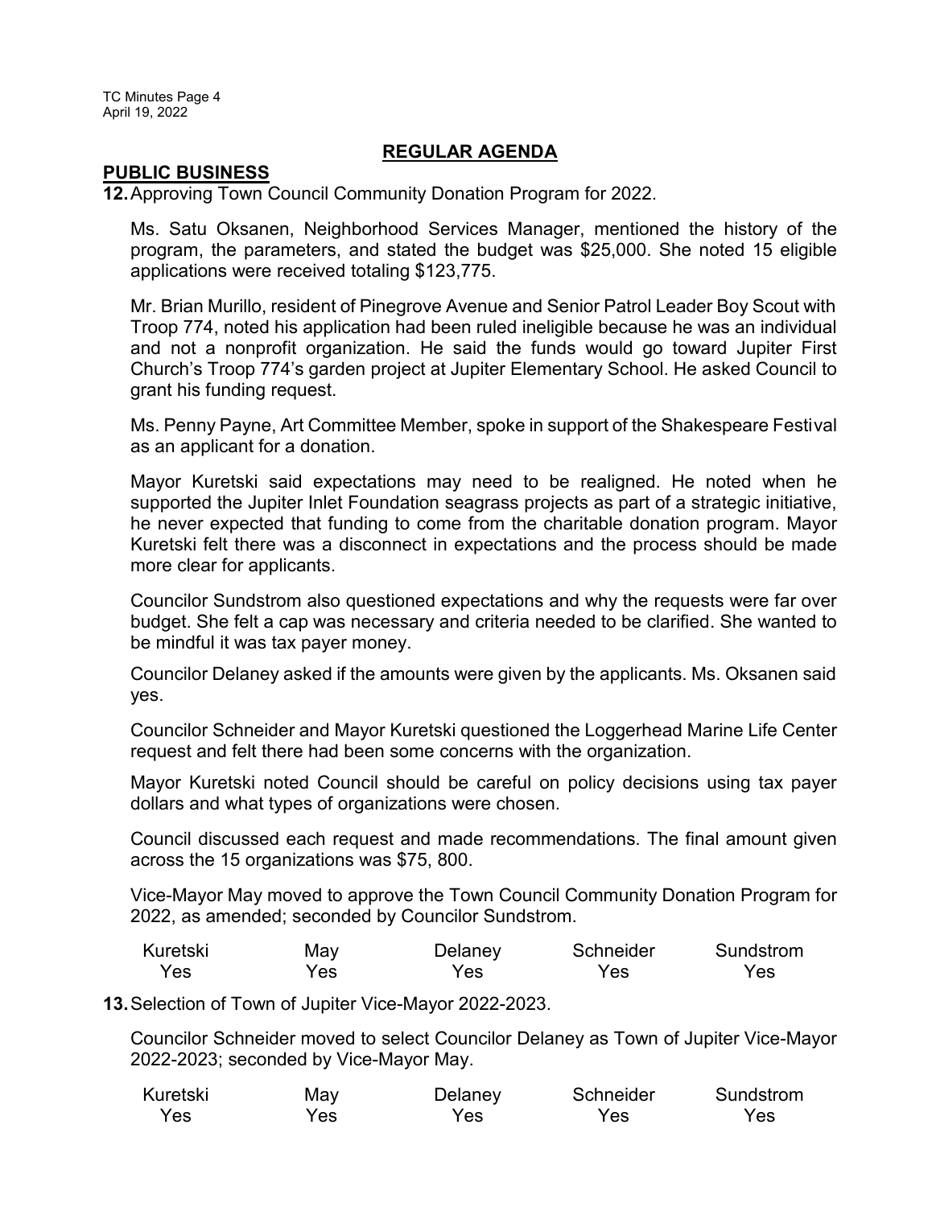## REGULAR AGENDA

### PUBLIC BUSINESS

**12.** Approving Town Council Community Donation Program for 2022.

Ms. Satu Oksanen, Neighborhood Services Manager, mentioned the history of the program, the parameters, and stated the budget was $25,000. She noted 15 eligible applications were received totaling $123,775.

Mr. Brian Murillo, resident of Pinegrove Avenue and Senior Patrol Leader Boy Scout with Troop 774, noted his application had been ruled ineligible because he was an individual and not a nonprofit organization. He said the funds would go toward Jupiter First Church's Troop 774's garden project at Jupiter Elementary School. He asked Council to grant his funding request.

Ms. Penny Payne, Art Committee Member, spoke in support of the Shakespeare Festival as an applicant for a donation.

Mayor Kuretski said expectations may need to be realigned. He noted when he supported the Jupiter Inlet Foundation seagrass projects as part of a strategic initiative, he never expected that funding to come from the charitable donation program. Mayor Kuretski felt there was a disconnect in expectations and the process should be made more clear for applicants.

Councilor Sundstrom also questioned expectations and why the requests were far over budget. She felt a cap was necessary and criteria needed to be clarified. She wanted to be mindful it was tax payer money.

Councilor Delaney asked if the amounts were given by the applicants. Ms. Oksanen said yes.

Councilor Schneider and Mayor Kuretski questioned the Loggerhead Marine Life Center request and felt there had been some concerns with the organization.

Mayor Kuretski noted Council should be careful on policy decisions using tax payer dollars and what types of organizations were chosen.

Council discussed each request and made recommendations. The final amount given across the 15 organizations was $75, 800.

Vice-Mayor May moved to approve the Town Council Community Donation Program for 2022, as amended; seconded by Councilor Sundstrom.

| Kuretski | May | Delaney | Schneider | Sundstrom |
|---|---|---|---|---|
| Yes | Yes | Yes | Yes | Yes |

**13.** Selection of Town of Jupiter Vice-Mayor 2022-2023.

Councilor Schneider moved to select Councilor Delaney as Town of Jupiter Vice-Mayor 2022-2023; seconded by Vice-Mayor May.

| Kuretski | May | Delaney | Schneider | Sundstrom |
|---|---|---|---|---|
| Yes | Yes | Yes | Yes | Yes |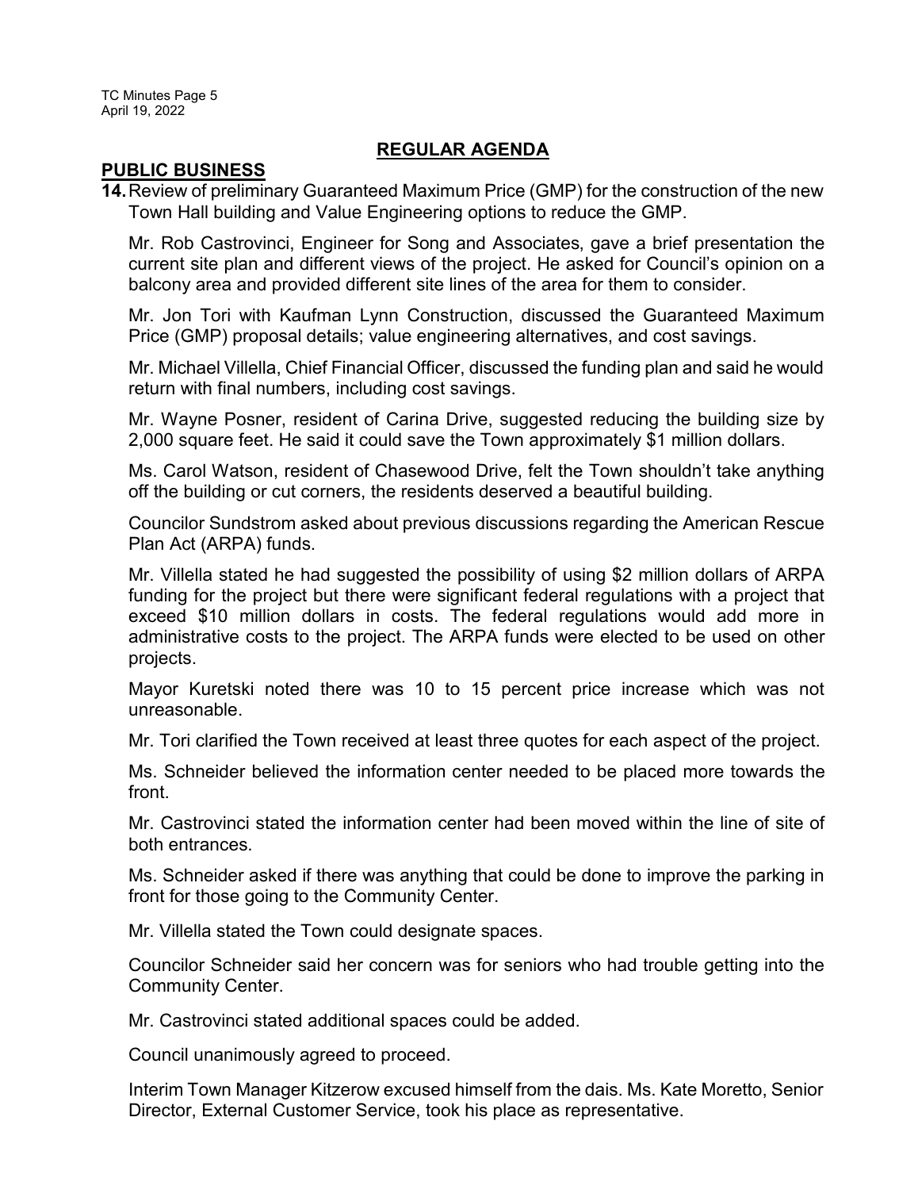## REGULAR AGENDA

### PUBLIC BUSINESS

**14.** Review of preliminary Guaranteed Maximum Price (GMP) for the construction of the new Town Hall building and Value Engineering options to reduce the GMP.

Mr. Rob Castrovinci, Engineer for Song and Associates, gave a brief presentation the current site plan and different views of the project. He asked for Council's opinion on a balcony area and provided different site lines of the area for them to consider.

Mr. Jon Tori with Kaufman Lynn Construction, discussed the Guaranteed Maximum Price (GMP) proposal details; value engineering alternatives, and cost savings.

Mr. Michael Villella, Chief Financial Officer, discussed the funding plan and said he would return with final numbers, including cost savings.

Mr. Wayne Posner, resident of Carina Drive, suggested reducing the building size by 2,000 square feet. He said it could save the Town approximately $1 million dollars.

Ms. Carol Watson, resident of Chasewood Drive, felt the Town shouldn't take anything off the building or cut corners, the residents deserved a beautiful building.

Councilor Sundstrom asked about previous discussions regarding the American Rescue Plan Act (ARPA) funds.

Mr. Villella stated he had suggested the possibility of using $2 million dollars of ARPA funding for the project but there were significant federal regulations with a project that exceed $10 million dollars in costs. The federal regulations would add more in administrative costs to the project. The ARPA funds were elected to be used on other projects.

Mayor Kuretski noted there was 10 to 15 percent price increase which was not unreasonable.

Mr. Tori clarified the Town received at least three quotes for each aspect of the project.

Ms. Schneider believed the information center needed to be placed more towards the front.

Mr. Castrovinci stated the information center had been moved within the line of site of both entrances.

Ms. Schneider asked if there was anything that could be done to improve the parking in front for those going to the Community Center.

Mr. Villella stated the Town could designate spaces.

Councilor Schneider said her concern was for seniors who had trouble getting into the Community Center.

Mr. Castrovinci stated additional spaces could be added.

Council unanimously agreed to proceed.

Interim Town Manager Kitzerow excused himself from the dais. Ms. Kate Moretto, Senior Director, External Customer Service, took his place as representative.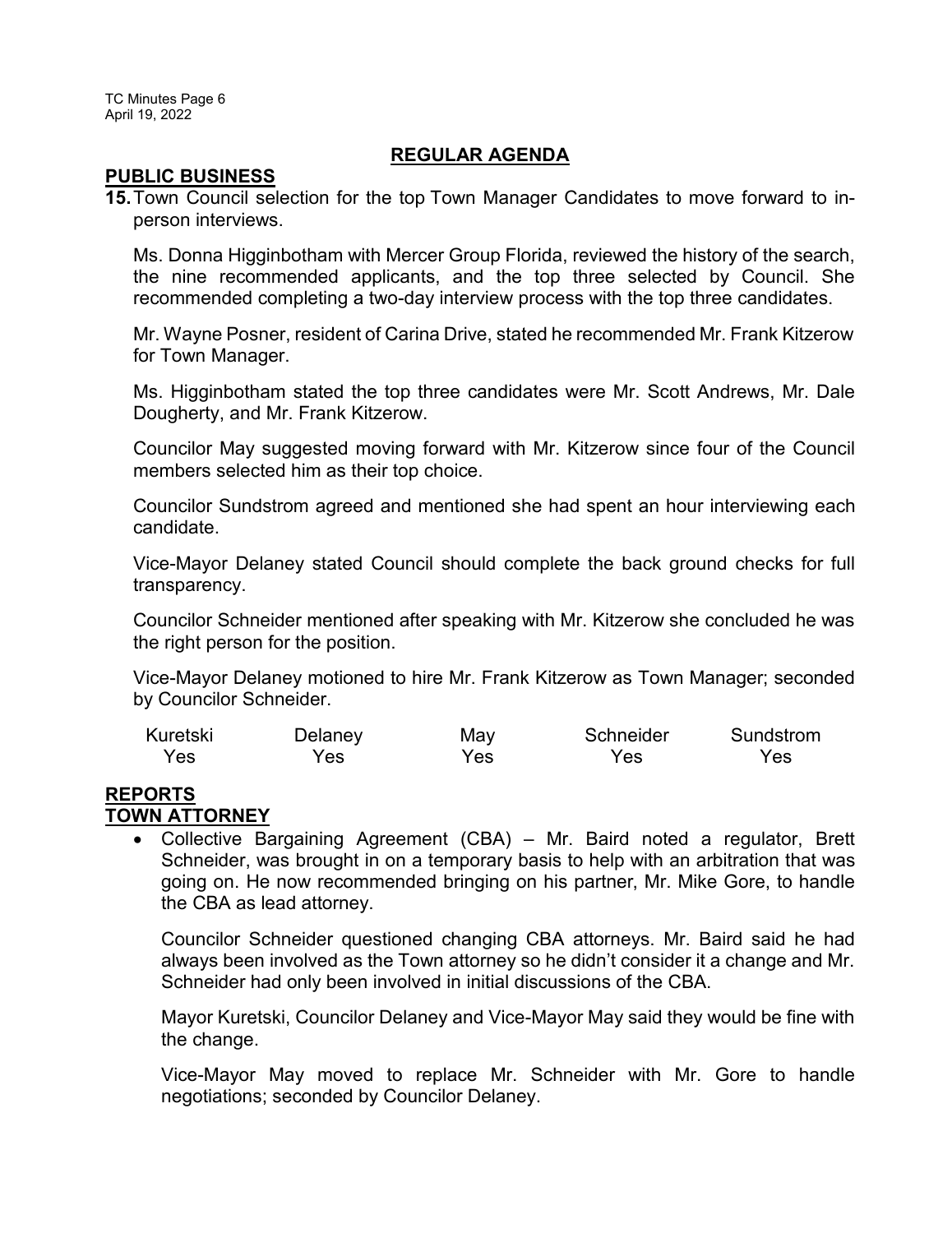## REGULAR AGENDA

### PUBLIC BUSINESS

**15.** Town Council selection for the top Town Manager Candidates to move forward to in-person interviews.

Ms. Donna Higginbotham with Mercer Group Florida, reviewed the history of the search, the nine recommended applicants, and the top three selected by Council. She recommended completing a two-day interview process with the top three candidates.

Mr. Wayne Posner, resident of Carina Drive, stated he recommended Mr. Frank Kitzerow for Town Manager.

Ms. Higginbotham stated the top three candidates were Mr. Scott Andrews, Mr. Dale Dougherty, and Mr. Frank Kitzerow.

Councilor May suggested moving forward with Mr. Kitzerow since four of the Council members selected him as their top choice.

Councilor Sundstrom agreed and mentioned she had spent an hour interviewing each candidate.

Vice-Mayor Delaney stated Council should complete the back ground checks for full transparency.

Councilor Schneider mentioned after speaking with Mr. Kitzerow she concluded he was the right person for the position.

Vice-Mayor Delaney motioned to hire Mr. Frank Kitzerow as Town Manager; seconded by Councilor Schneider.

| Kuretski | Delaney | May | Schneider | Sundstrom |
|---|---|---|---|---|
| Yes | Yes | Yes | Yes | Yes |

### REPORTS

### TOWN ATTORNEY

- Collective Bargaining Agreement (CBA) – Mr. Baird noted a regulator, Brett Schneider, was brought in on a temporary basis to help with an arbitration that was going on. He now recommended bringing on his partner, Mr. Mike Gore, to handle the CBA as lead attorney.

  Councilor Schneider questioned changing CBA attorneys. Mr. Baird said he had always been involved as the Town attorney so he didn't consider it a change and Mr. Schneider had only been involved in initial discussions of the CBA.

  Mayor Kuretski, Councilor Delaney and Vice-Mayor May said they would be fine with the change.

  Vice-Mayor May moved to replace Mr. Schneider with Mr. Gore to handle negotiations; seconded by Councilor Delaney.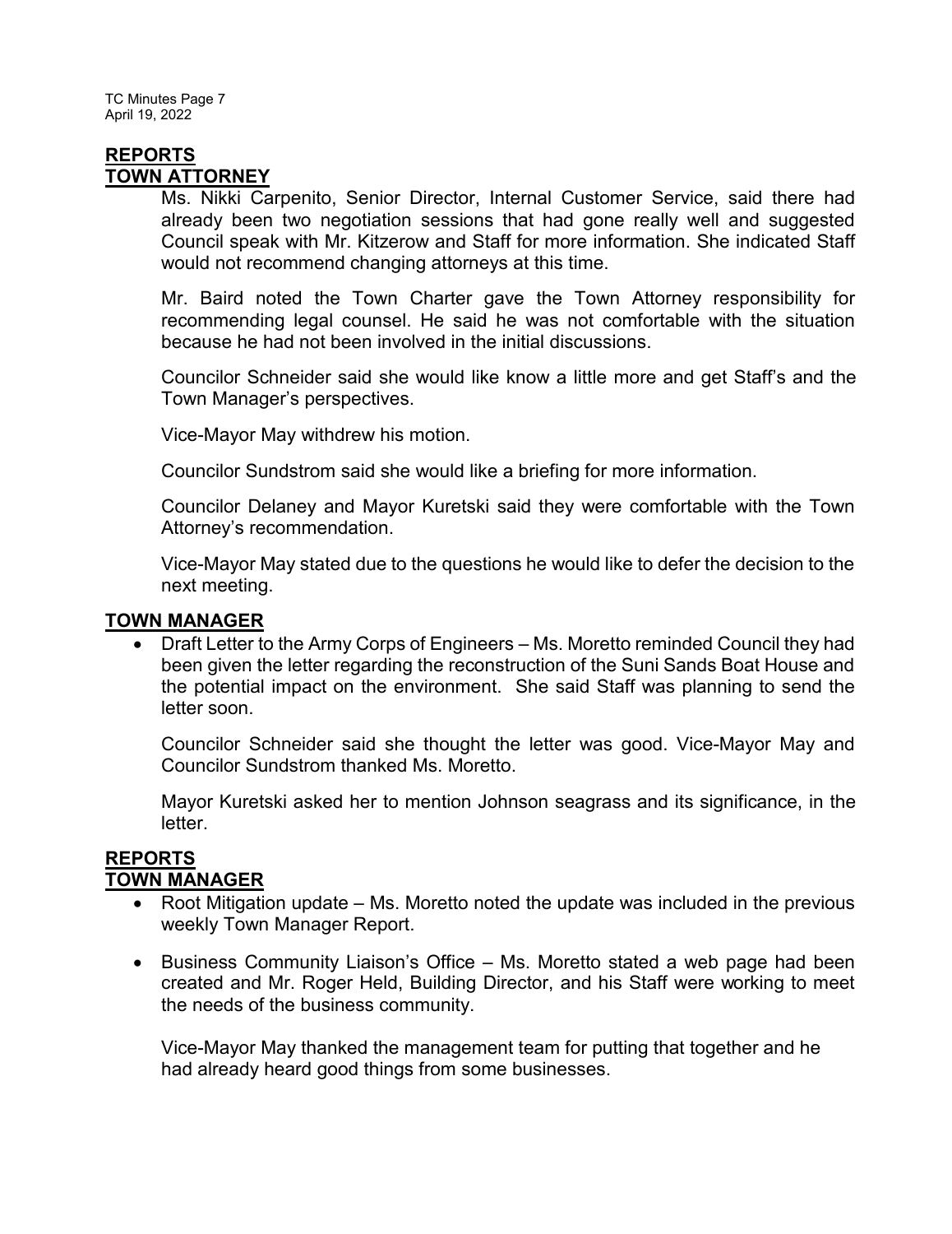## REPORTS
## TOWN ATTORNEY

Ms. Nikki Carpenito, Senior Director, Internal Customer Service, said there had already been two negotiation sessions that had gone really well and suggested Council speak with Mr. Kitzerow and Staff for more information. She indicated Staff would not recommend changing attorneys at this time.

Mr. Baird noted the Town Charter gave the Town Attorney responsibility for recommending legal counsel. He said he was not comfortable with the situation because he had not been involved in the initial discussions.

Councilor Schneider said she would like know a little more and get Staff's and the Town Manager's perspectives.

Vice-Mayor May withdrew his motion.

Councilor Sundstrom said she would like a briefing for more information.

Councilor Delaney and Mayor Kuretski said they were comfortable with the Town Attorney's recommendation.

Vice-Mayor May stated due to the questions he would like to defer the decision to the next meeting.

## TOWN MANAGER

- Draft Letter to the Army Corps of Engineers – Ms. Moretto reminded Council they had been given the letter regarding the reconstruction of the Suni Sands Boat House and the potential impact on the environment. She said Staff was planning to send the letter soon.

  Councilor Schneider said she thought the letter was good. Vice-Mayor May and Councilor Sundstrom thanked Ms. Moretto.

  Mayor Kuretski asked her to mention Johnson seagrass and its significance, in the letter.

## REPORTS
## TOWN MANAGER

- Root Mitigation update – Ms. Moretto noted the update was included in the previous weekly Town Manager Report.

- Business Community Liaison's Office – Ms. Moretto stated a web page had been created and Mr. Roger Held, Building Director, and his Staff were working to meet the needs of the business community.

  Vice-Mayor May thanked the management team for putting that together and he had already heard good things from some businesses.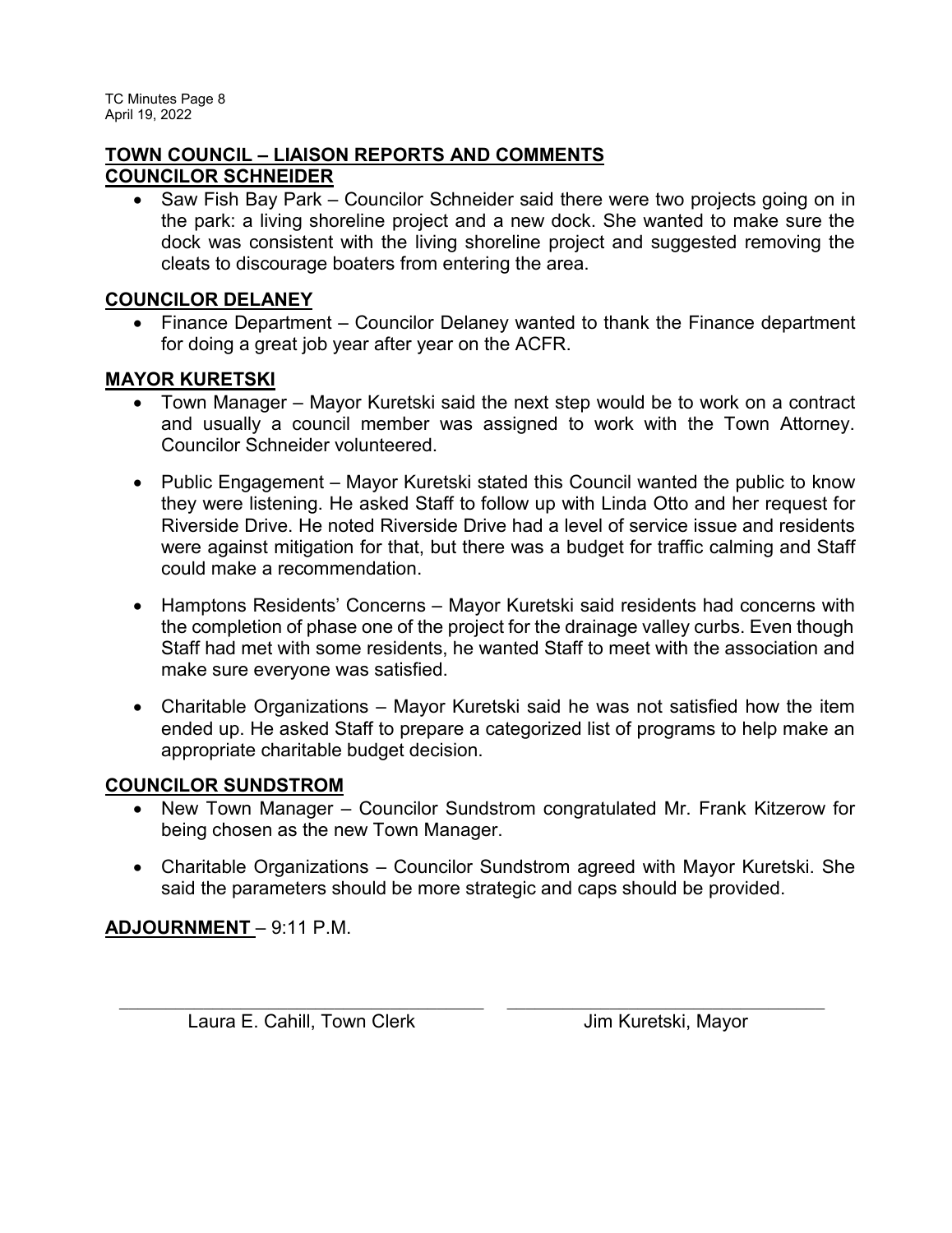## TOWN COUNCIL – LIAISON REPORTS AND COMMENTS

### COUNCILOR SCHNEIDER

- Saw Fish Bay Park – Councilor Schneider said there were two projects going on in the park: a living shoreline project and a new dock. She wanted to make sure the dock was consistent with the living shoreline project and suggested removing the cleats to discourage boaters from entering the area.

### COUNCILOR DELANEY

- Finance Department – Councilor Delaney wanted to thank the Finance department for doing a great job year after year on the ACFR.

### MAYOR KURETSKI

- Town Manager – Mayor Kuretski said the next step would be to work on a contract and usually a council member was assigned to work with the Town Attorney. Councilor Schneider volunteered.
- Public Engagement – Mayor Kuretski stated this Council wanted the public to know they were listening. He asked Staff to follow up with Linda Otto and her request for Riverside Drive. He noted Riverside Drive had a level of service issue and residents were against mitigation for that, but there was a budget for traffic calming and Staff could make a recommendation.
- Hamptons Residents' Concerns – Mayor Kuretski said residents had concerns with the completion of phase one of the project for the drainage valley curbs. Even though Staff had met with some residents, he wanted Staff to meet with the association and make sure everyone was satisfied.
- Charitable Organizations – Mayor Kuretski said he was not satisfied how the item ended up. He asked Staff to prepare a categorized list of programs to help make an appropriate charitable budget decision.

### COUNCILOR SUNDSTROM

- New Town Manager – Councilor Sundstrom congratulated Mr. Frank Kitzerow for being chosen as the new Town Manager.
- Charitable Organizations – Councilor Sundstrom agreed with Mayor Kuretski. She said the parameters should be more strategic and caps should be provided.

**ADJOURNMENT** – 9:11 P.M.

Laura E. Cahill, Town Clerk

Jim Kuretski, Mayor